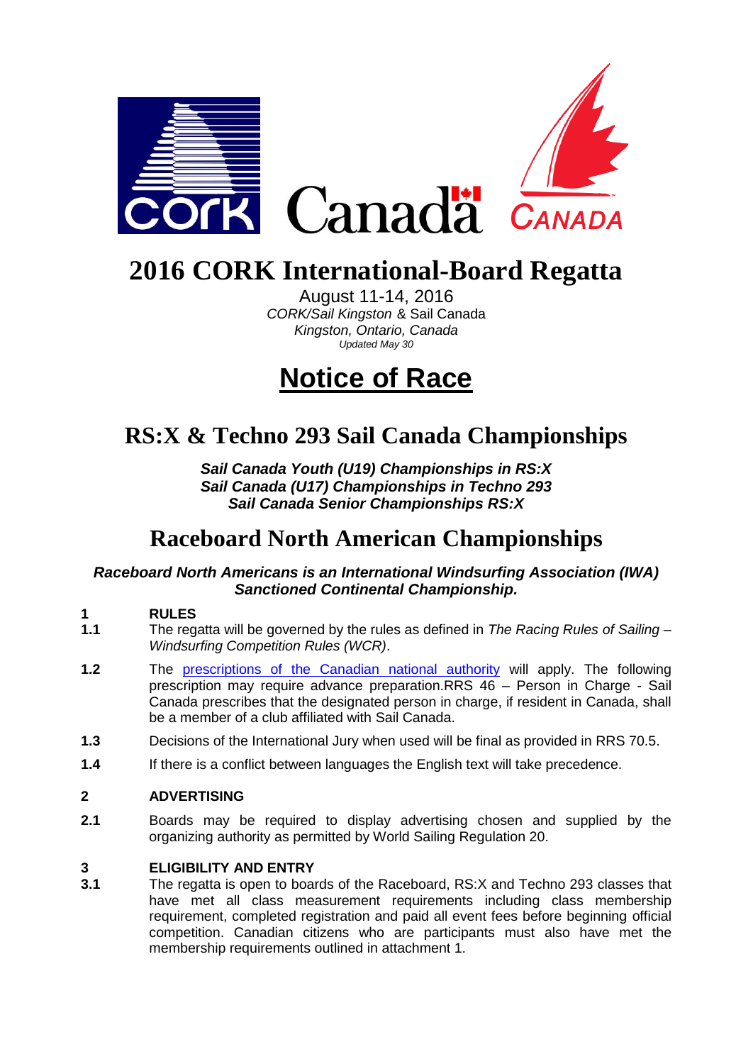# 2016 CORK International-Board Regatta

August 11-14, 2016
*CORK/Sail Kingston* & Sail Canada
*Kingston, Ontario, Canada*
*Updated May 30*

# Notice of Race

## RS:X & Techno 293 Sail Canada Championships

***Sail Canada Youth (U19) Championships in RS:X***
***Sail Canada (U17) Championships in Techno 293***
***Sail Canada Senior Championships RS:X***

## Raceboard North American Championships

***Raceboard North Americans is an International Windsurfing Association (IWA) Sanctioned Continental Championship.***

**1 RULES**

**1.1** The regatta will be governed by the rules as defined in *The Racing Rules of Sailing – Windsurfing Competition Rules (WCR)*.

**1.2** The prescriptions of the Canadian national authority will apply. The following prescription may require advance preparation.RRS 46 – Person in Charge - Sail Canada prescribes that the designated person in charge, if resident in Canada, shall be a member of a club affiliated with Sail Canada.

**1.3** Decisions of the International Jury when used will be final as provided in RRS 70.5.

**1.4** If there is a conflict between languages the English text will take precedence.

**2 ADVERTISING**

**2.1** Boards may be required to display advertising chosen and supplied by the organizing authority as permitted by World Sailing Regulation 20.

**3 ELIGIBILITY AND ENTRY**

**3.1** The regatta is open to boards of the Raceboard, RS:X and Techno 293 classes that have met all class measurement requirements including class membership requirement, completed registration and paid all event fees before beginning official competition. Canadian citizens who are participants must also have met the membership requirements outlined in attachment 1.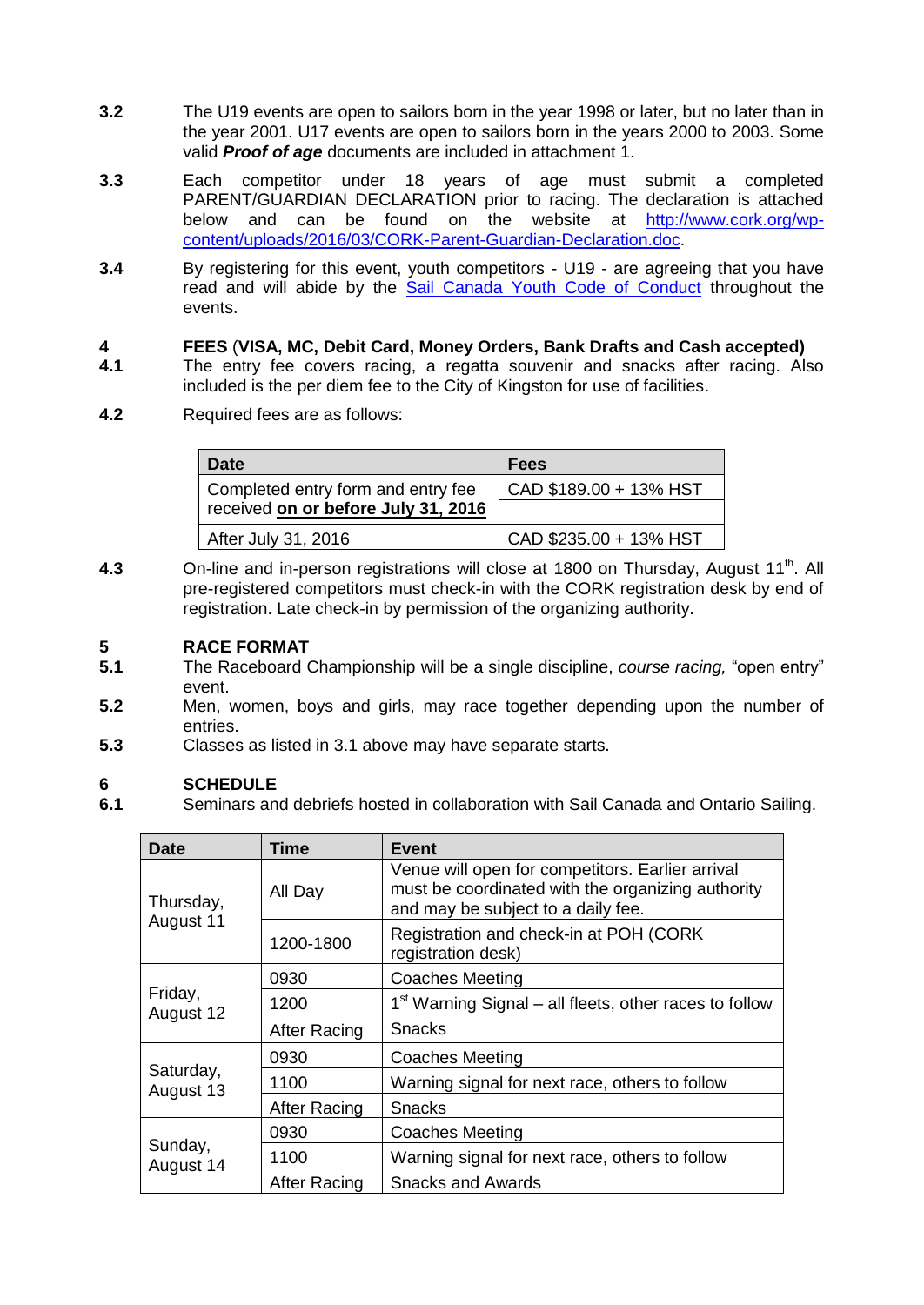**3.2** The U19 events are open to sailors born in the year 1998 or later, but no later than in the year 2001. U17 events are open to sailors born in the years 2000 to 2003. Some valid ***Proof of age*** documents are included in attachment 1.

**3.3** Each competitor under 18 years of age must submit a completed PARENT/GUARDIAN DECLARATION prior to racing. The declaration is attached below and can be found on the website at http://www.cork.org/wp-content/uploads/2016/03/CORK-Parent-Guardian-Declaration.doc.

**3.4** By registering for this event, youth competitors - U19 - are agreeing that you have read and will abide by the Sail Canada Youth Code of Conduct throughout the events.

## 4 FEES (VISA, MC, Debit Card, Money Orders, Bank Drafts and Cash accepted)

**4.1** The entry fee covers racing, a regatta souvenir and snacks after racing. Also included is the per diem fee to the City of Kingston for use of facilities.

**4.2** Required fees are as follows:

| Date | Fees |
|---|---|
| Completed entry form and entry fee received **on or before July 31, 2016** | CAD $189.00 + 13% HST |
| After July 31, 2016 | CAD $235.00 + 13% HST |

**4.3** On-line and in-person registrations will close at 1800 on Thursday, August 11th. All pre-registered competitors must check-in with the CORK registration desk by end of registration. Late check-in by permission of the organizing authority.

## 5 RACE FORMAT

**5.1** The Raceboard Championship will be a single discipline, *course racing,* "open entry" event.

**5.2** Men, women, boys and girls, may race together depending upon the number of entries.

**5.3** Classes as listed in 3.1 above may have separate starts.

## 6 SCHEDULE

**6.1** Seminars and debriefs hosted in collaboration with Sail Canada and Ontario Sailing.

| Date | Time | Event |
|---|---|---|
| Thursday, August 11 | All Day | Venue will open for competitors. Earlier arrival must be coordinated with the organizing authority and may be subject to a daily fee. |
| | 1200-1800 | Registration and check-in at POH (CORK registration desk) |
| Friday, August 12 | 0930 | Coaches Meeting |
| | 1200 | 1st Warning Signal – all fleets, other races to follow |
| | After Racing | Snacks |
| Saturday, August 13 | 0930 | Coaches Meeting |
| | 1100 | Warning signal for next race, others to follow |
| | After Racing | Snacks |
| Sunday, August 14 | 0930 | Coaches Meeting |
| | 1100 | Warning signal for next race, others to follow |
| | After Racing | Snacks and Awards |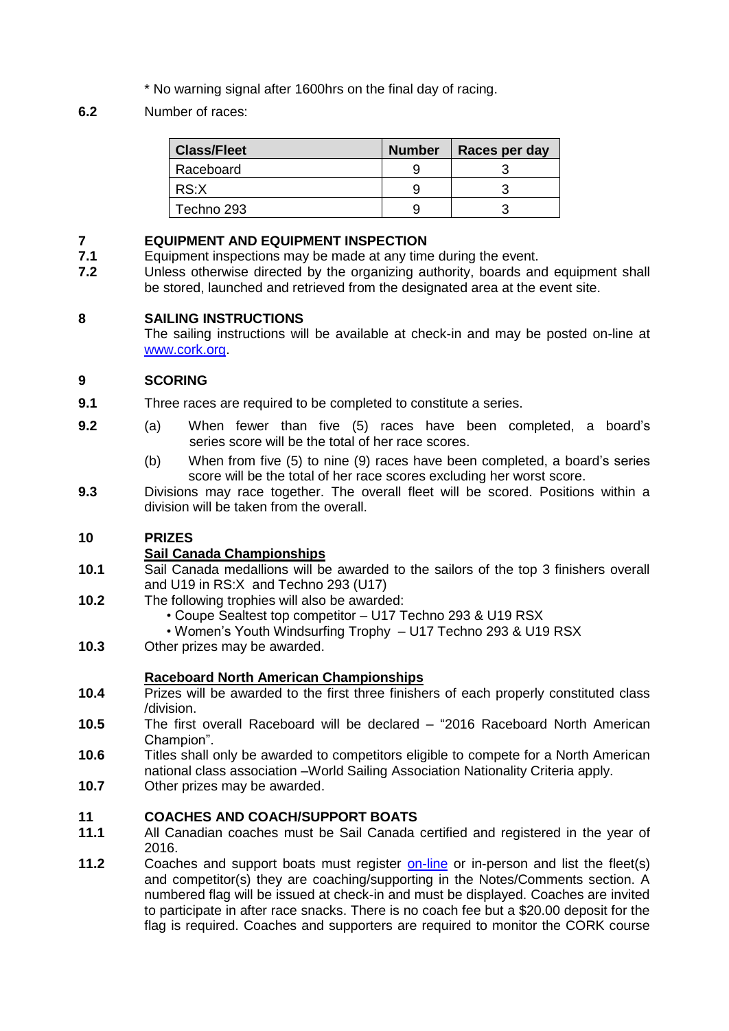\* No warning signal after 1600hrs on the final day of racing.

**6.2** Number of races:

| Class/Fleet | Number | Races per day |
|---|---|---|
| Raceboard | 9 | 3 |
| RS:X | 9 | 3 |
| Techno 293 | 9 | 3 |

## 7 EQUIPMENT AND EQUIPMENT INSPECTION

**7.1** Equipment inspections may be made at any time during the event.

**7.2** Unless otherwise directed by the organizing authority, boards and equipment shall be stored, launched and retrieved from the designated area at the event site.

## 8 SAILING INSTRUCTIONS

The sailing instructions will be available at check-in and may be posted on-line at [www.cork.org](www.cork.org).

## 9 SCORING

**9.1** Three races are required to be completed to constitute a series.

**9.2** (a) When fewer than five (5) races have been completed, a board's series score will be the total of her race scores.

(b) When from five (5) to nine (9) races have been completed, a board's series score will be the total of her race scores excluding her worst score.

**9.3** Divisions may race together. The overall fleet will be scored. Positions within a division will be taken from the overall.

## 10 PRIZES

### Sail Canada Championships

**10.1** Sail Canada medallions will be awarded to the sailors of the top 3 finishers overall and U19 in RS:X and Techno 293 (U17)

**10.2** The following trophies will also be awarded:

- Coupe Sealtest top competitor – U17 Techno 293 & U19 RSX
- Women's Youth Windsurfing Trophy – U17 Techno 293 & U19 RSX

**10.3** Other prizes may be awarded.

### Raceboard North American Championships

**10.4** Prizes will be awarded to the first three finishers of each properly constituted class /division.

**10.5** The first overall Raceboard will be declared – "2016 Raceboard North American Champion".

**10.6** Titles shall only be awarded to competitors eligible to compete for a North American national class association –World Sailing Association Nationality Criteria apply.

**10.7** Other prizes may be awarded.

## 11 COACHES AND COACH/SUPPORT BOATS

**11.1** All Canadian coaches must be Sail Canada certified and registered in the year of 2016.

**11.2** Coaches and support boats must register on-line or in-person and list the fleet(s) and competitor(s) they are coaching/supporting in the Notes/Comments section. A numbered flag will be issued at check-in and must be displayed. Coaches are invited to participate in after race snacks. There is no coach fee but a $20.00 deposit for the flag is required. Coaches and supporters are required to monitor the CORK course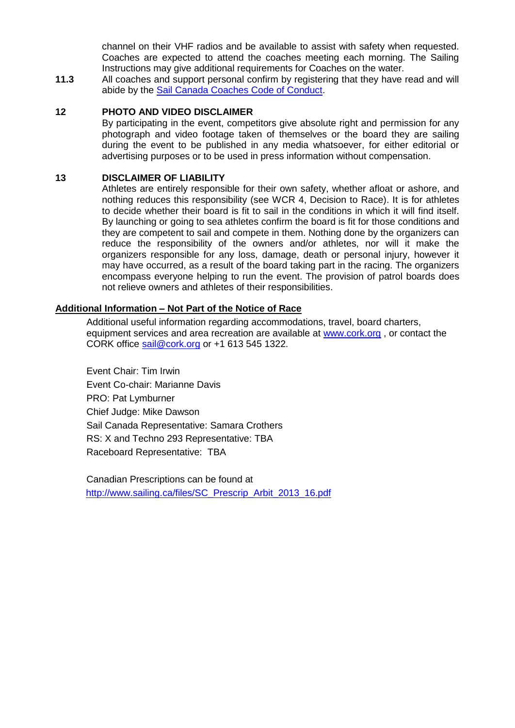channel on their VHF radios and be available to assist with safety when requested. Coaches are expected to attend the coaches meeting each morning. The Sailing Instructions may give additional requirements for Coaches on the water.

**11.3** All coaches and support personal confirm by registering that they have read and will abide by the [Sail Canada Coaches Code of Conduct](Sail Canada Coaches Code of Conduct).

## 12 PHOTO AND VIDEO DISCLAIMER

By participating in the event, competitors give absolute right and permission for any photograph and video footage taken of themselves or the board they are sailing during the event to be published in any media whatsoever, for either editorial or advertising purposes or to be used in press information without compensation.

## 13 DISCLAIMER OF LIABILITY

Athletes are entirely responsible for their own safety, whether afloat or ashore, and nothing reduces this responsibility (see WCR 4, Decision to Race). It is for athletes to decide whether their board is fit to sail in the conditions in which it will find itself. By launching or going to sea athletes confirm the board is fit for those conditions and they are competent to sail and compete in them. Nothing done by the organizers can reduce the responsibility of the owners and/or athletes, nor will it make the organizers responsible for any loss, damage, death or personal injury, however it may have occurred, as a result of the board taking part in the racing. The organizers encompass everyone helping to run the event. The provision of patrol boards does not relieve owners and athletes of their responsibilities.

**Additional Information – Not Part of the Notice of Race**

Additional useful information regarding accommodations, travel, board charters, equipment services and area recreation are available at www.cork.org , or contact the CORK office sail@cork.org or +1 613 545 1322.

Event Chair: Tim Irwin
Event Co-chair: Marianne Davis
PRO: Pat Lymburner
Chief Judge: Mike Dawson
Sail Canada Representative: Samara Crothers
RS: X and Techno 293 Representative: TBA
Raceboard Representative: TBA

Canadian Prescriptions can be found at
http://www.sailing.ca/files/SC_Prescrip_Arbit_2013_16.pdf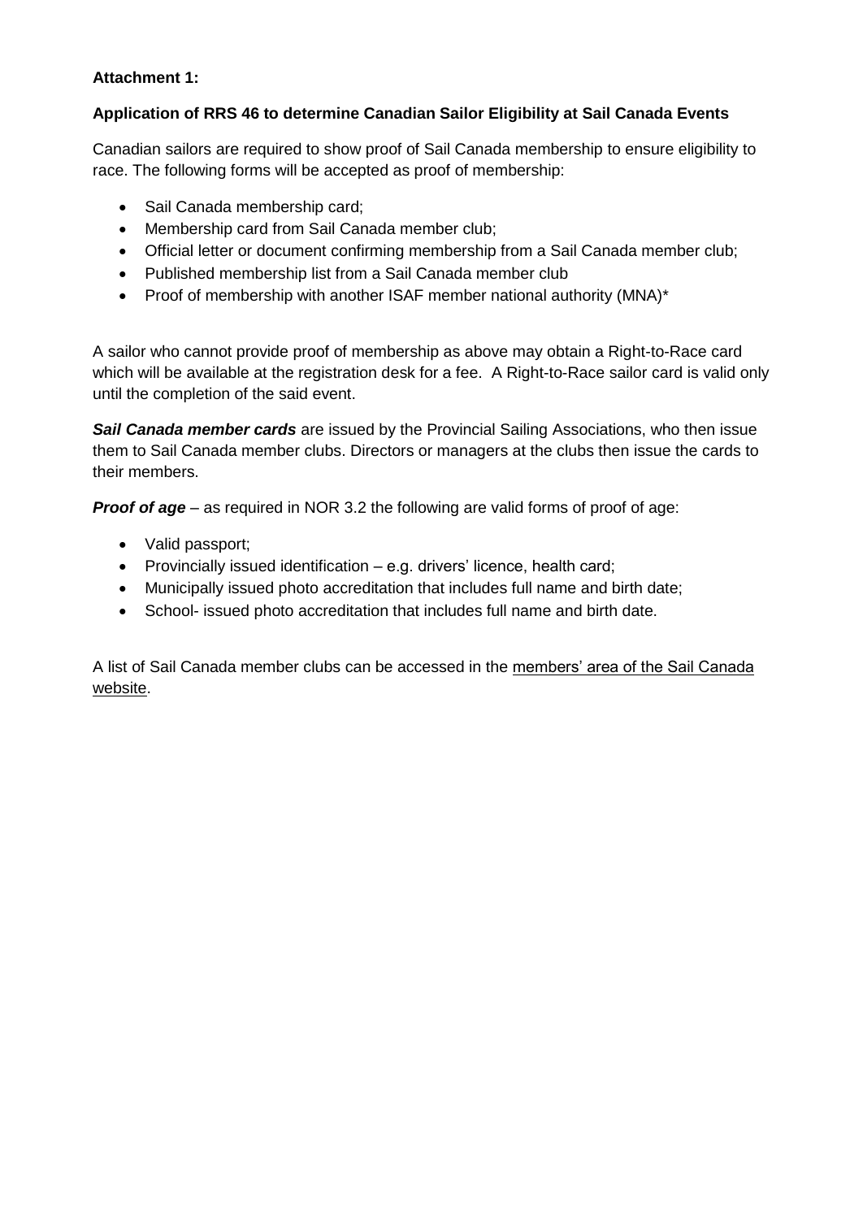**Attachment 1:**

**Application of RRS 46 to determine Canadian Sailor Eligibility at Sail Canada Events**

Canadian sailors are required to show proof of Sail Canada membership to ensure eligibility to race. The following forms will be accepted as proof of membership:

- Sail Canada membership card;
- Membership card from Sail Canada member club;
- Official letter or document confirming membership from a Sail Canada member club;
- Published membership list from a Sail Canada member club
- Proof of membership with another ISAF member national authority (MNA)*

A sailor who cannot provide proof of membership as above may obtain a Right-to-Race card which will be available at the registration desk for a fee. A Right-to-Race sailor card is valid only until the completion of the said event.

***Sail Canada member cards*** are issued by the Provincial Sailing Associations, who then issue them to Sail Canada member clubs. Directors or managers at the clubs then issue the cards to their members.

***Proof of age*** – as required in NOR 3.2 the following are valid forms of proof of age:

- Valid passport;
- Provincially issued identification – e.g. drivers' licence, health card;
- Municipally issued photo accreditation that includes full name and birth date;
- School- issued photo accreditation that includes full name and birth date.

A list of Sail Canada member clubs can be accessed in the members' area of the Sail Canada website.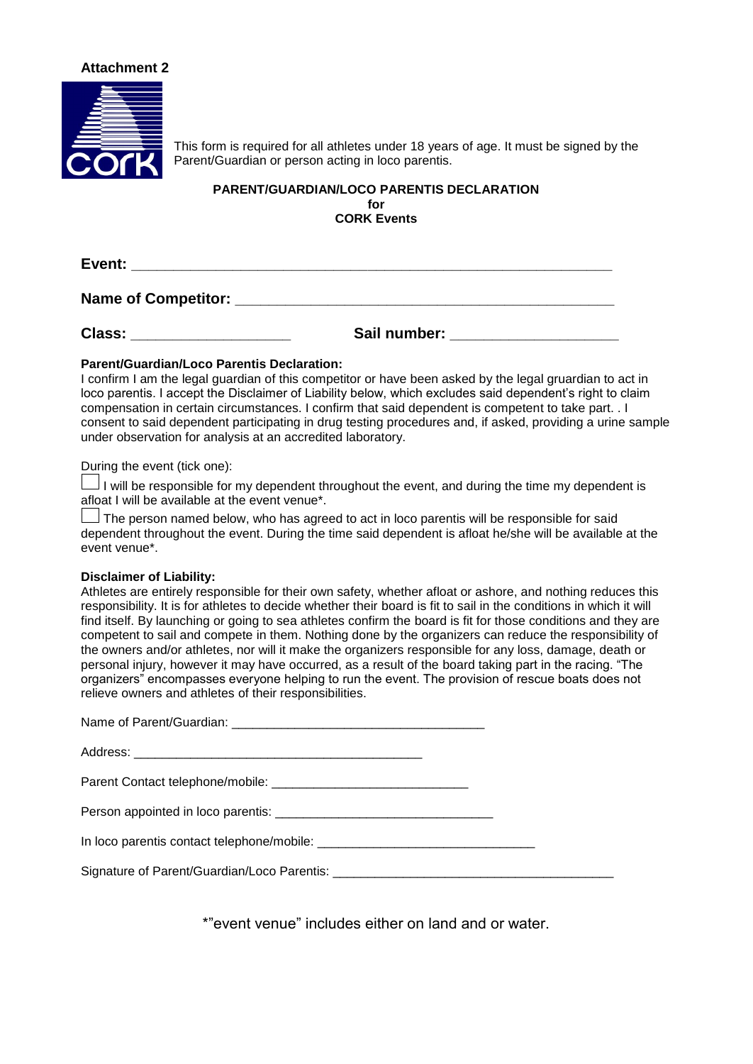**Attachment 2**

This form is required for all athletes under 18 years of age. It must be signed by the Parent/Guardian or person acting in loco parentis.

**PARENT/GUARDIAN/LOCO PARENTIS DECLARATION**
**for**
**CORK Events**

**Event:** ______________________________________________________________

**Name of Competitor:** ______________________________________________

**Class:** ____________________ **Sail number:** ____________________

**Parent/Guardian/Loco Parentis Declaration:**

I confirm I am the legal guardian of this competitor or have been asked by the legal gruardian to act in loco parentis. I accept the Disclaimer of Liability below, which excludes said dependent's right to claim compensation in certain circumstances. I confirm that said dependent is competent to take part. . I consent to said dependent participating in drug testing procedures and, if asked, providing a urine sample under observation for analysis at an accredited laboratory.

During the event (tick one):

☐ I will be responsible for my dependent throughout the event, and during the time my dependent is afloat I will be available at the event venue*.

☐ The person named below, who has agreed to act in loco parentis will be responsible for said dependent throughout the event. During the time said dependent is afloat he/she will be available at the event venue*.

**Disclaimer of Liability:**

Athletes are entirely responsible for their own safety, whether afloat or ashore, and nothing reduces this responsibility. It is for athletes to decide whether their board is fit to sail in the conditions in which it will find itself. By launching or going to sea athletes confirm the board is fit for those conditions and they are competent to sail and compete in them. Nothing done by the organizers can reduce the responsibility of the owners and/or athletes, nor will it make the organizers responsible for any loss, damage, death or personal injury, however it may have occurred, as a result of the board taking part in the racing. "The organizers" encompasses everyone helping to run the event. The provision of rescue boats does not relieve owners and athletes of their responsibilities.

Name of Parent/Guardian: ____________________________________

Address: ____________________________________________

Parent Contact telephone/mobile: ____________________________

Person appointed in loco parentis: ______________________________

In loco parentis contact telephone/mobile: ______________________________

Signature of Parent/Guardian/Loco Parentis: ________________________________________

*"event venue" includes either on land and or water.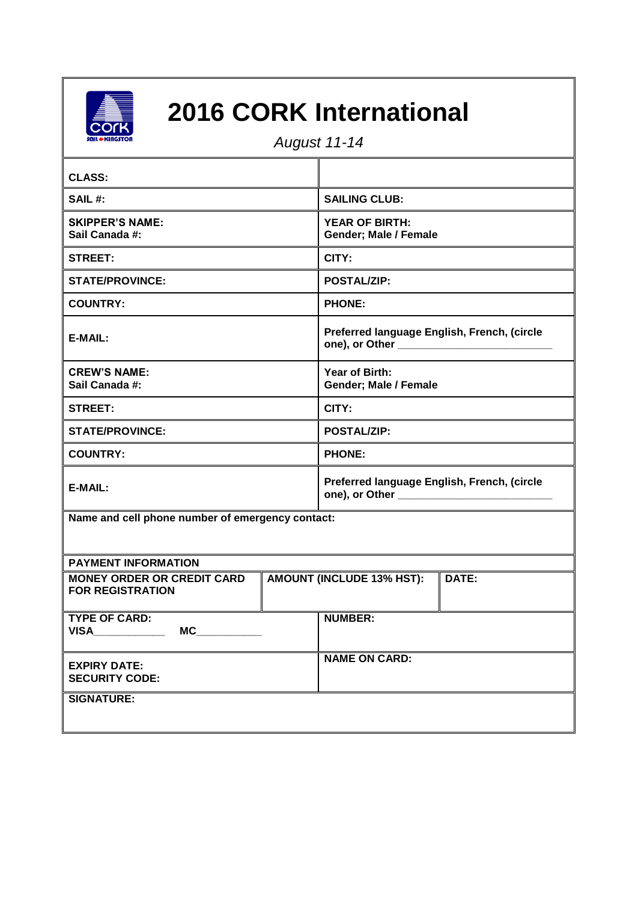# 2016 CORK International

*August 11-14*

| | |
|---|---|
| **CLASS:** | |
| **SAIL #:** | **SAILING CLUB:** |
| **SKIPPER'S NAME:**<br>**Sail Canada #:** | **YEAR OF BIRTH:**<br>**Gender; Male / Female** |
| **STREET:** | **CITY:** |
| **STATE/PROVINCE:** | **POSTAL/ZIP:** |
| **COUNTRY:** | **PHONE:** |
| **E-MAIL:** | **Preferred language English, French, (circle one), or Other \_\_\_\_\_\_\_\_\_\_\_\_\_\_\_\_\_\_\_\_\_\_\_\_\_\_** |
| **CREW'S NAME:**<br>**Sail Canada #:** | **Year of Birth:**<br>**Gender; Male / Female** |
| **STREET:** | **CITY:** |
| **STATE/PROVINCE:** | **POSTAL/ZIP:** |
| **COUNTRY:** | **PHONE:** |
| **E-MAIL:** | **Preferred language English, French, (circle one), or Other \_\_\_\_\_\_\_\_\_\_\_\_\_\_\_\_\_\_\_\_\_\_\_\_\_\_** |

**Name and cell phone number of emergency contact:**

| | | |
|---|---|---|
| **PAYMENT INFORMATION** | | |
| **MONEY ORDER OR CREDIT CARD FOR REGISTRATION** | **AMOUNT (INCLUDE 13% HST):** | **DATE:** |

| | |
|---|---|
| **TYPE OF CARD:**<br>**VISA\_\_\_\_\_\_\_\_\_\_\_\_ MC\_\_\_\_\_\_\_\_\_\_\_** | **NUMBER:** |
| **EXPIRY DATE:**<br>**SECURITY CODE:** | **NAME ON CARD:** |

**SIGNATURE:**